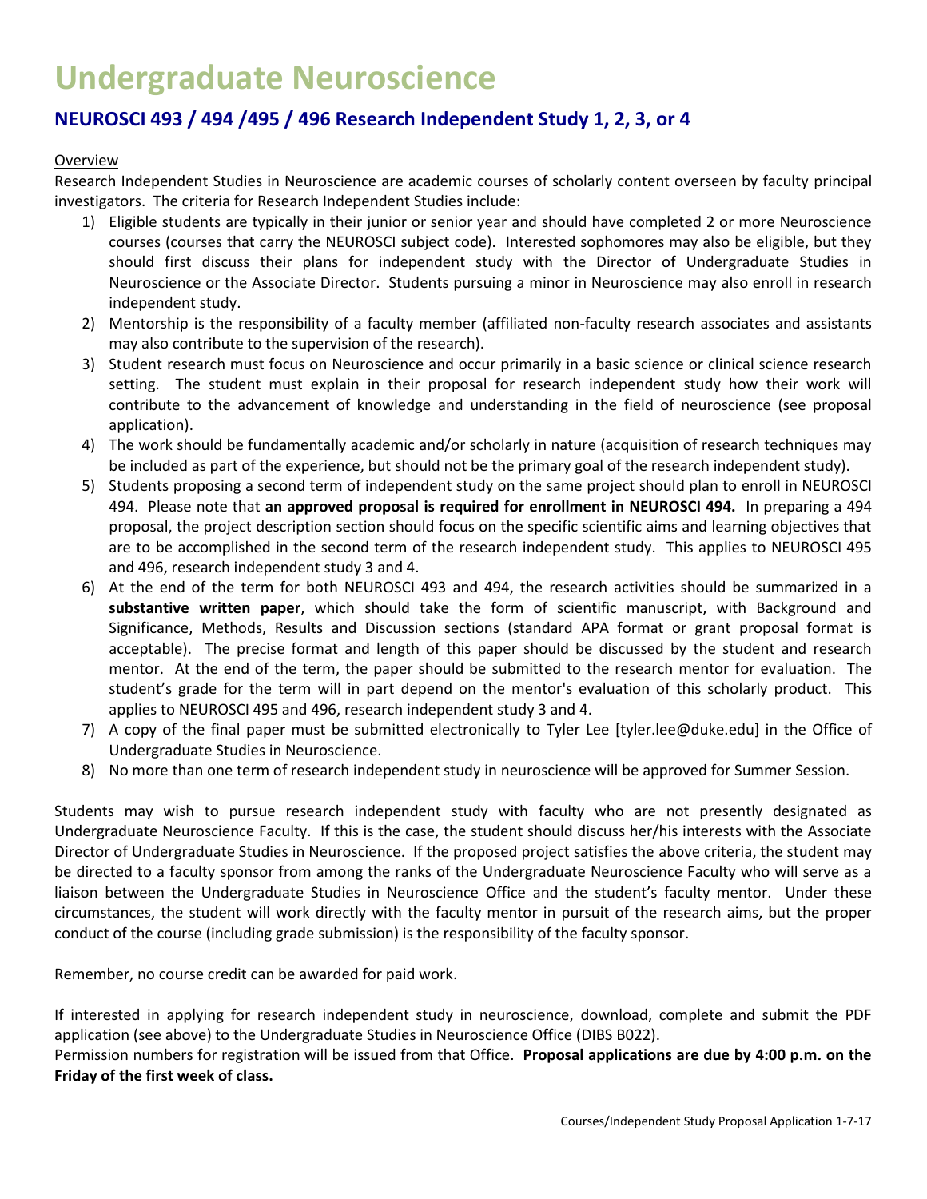# Undergraduate Neuroscience

## NEUROSCI 493 / 494 /495 / 496 Research Independent Study 1, 2, 3, or 4

Overview

Research Independent Studies in Neuroscience are academic courses of scholarly content overseen by faculty principal investigators. The criteria for Research Independent Studies include:

1) Eligible students are typically in their junior or senior year and should have completed 2 or more Neuroscience courses (courses that carry the NEUROSCI subject code). Interested sophomores may also be eligible, but they should first discuss their plans for independent study with the Director of Undergraduate Studies in Neuroscience or the Associate Director. Students pursuing a minor in Neuroscience may also enroll in research independent study.
2) Mentorship is the responsibility of a faculty member (affiliated non-faculty research associates and assistants may also contribute to the supervision of the research).
3) Student research must focus on Neuroscience and occur primarily in a basic science or clinical science research setting. The student must explain in their proposal for research independent study how their work will contribute to the advancement of knowledge and understanding in the field of neuroscience (see proposal application).
4) The work should be fundamentally academic and/or scholarly in nature (acquisition of research techniques may be included as part of the experience, but should not be the primary goal of the research independent study).
5) Students proposing a second term of independent study on the same project should plan to enroll in NEUROSCI 494. Please note that **an approved proposal is required for enrollment in NEUROSCI 494.** In preparing a 494 proposal, the project description section should focus on the specific scientific aims and learning objectives that are to be accomplished in the second term of the research independent study. This applies to NEUROSCI 495 and 496, research independent study 3 and 4.
6) At the end of the term for both NEUROSCI 493 and 494, the research activities should be summarized in a **substantive written paper**, which should take the form of scientific manuscript, with Background and Significance, Methods, Results and Discussion sections (standard APA format or grant proposal format is acceptable). The precise format and length of this paper should be discussed by the student and research mentor. At the end of the term, the paper should be submitted to the research mentor for evaluation. The student's grade for the term will in part depend on the mentor's evaluation of this scholarly product. This applies to NEUROSCI 495 and 496, research independent study 3 and 4.
7) A copy of the final paper must be submitted electronically to Tyler Lee [tyler.lee@duke.edu] in the Office of Undergraduate Studies in Neuroscience.
8) No more than one term of research independent study in neuroscience will be approved for Summer Session.

Students may wish to pursue research independent study with faculty who are not presently designated as Undergraduate Neuroscience Faculty. If this is the case, the student should discuss her/his interests with the Associate Director of Undergraduate Studies in Neuroscience. If the proposed project satisfies the above criteria, the student may be directed to a faculty sponsor from among the ranks of the Undergraduate Neuroscience Faculty who will serve as a liaison between the Undergraduate Studies in Neuroscience Office and the student's faculty mentor. Under these circumstances, the student will work directly with the faculty mentor in pursuit of the research aims, but the proper conduct of the course (including grade submission) is the responsibility of the faculty sponsor.

Remember, no course credit can be awarded for paid work.

If interested in applying for research independent study in neuroscience, download, complete and submit the PDF application (see above) to the Undergraduate Studies in Neuroscience Office (DIBS B022).

Permission numbers for registration will be issued from that Office. **Proposal applications are due by 4:00 p.m. on the Friday of the first week of class.**

Courses/Independent Study Proposal Application 1-7-17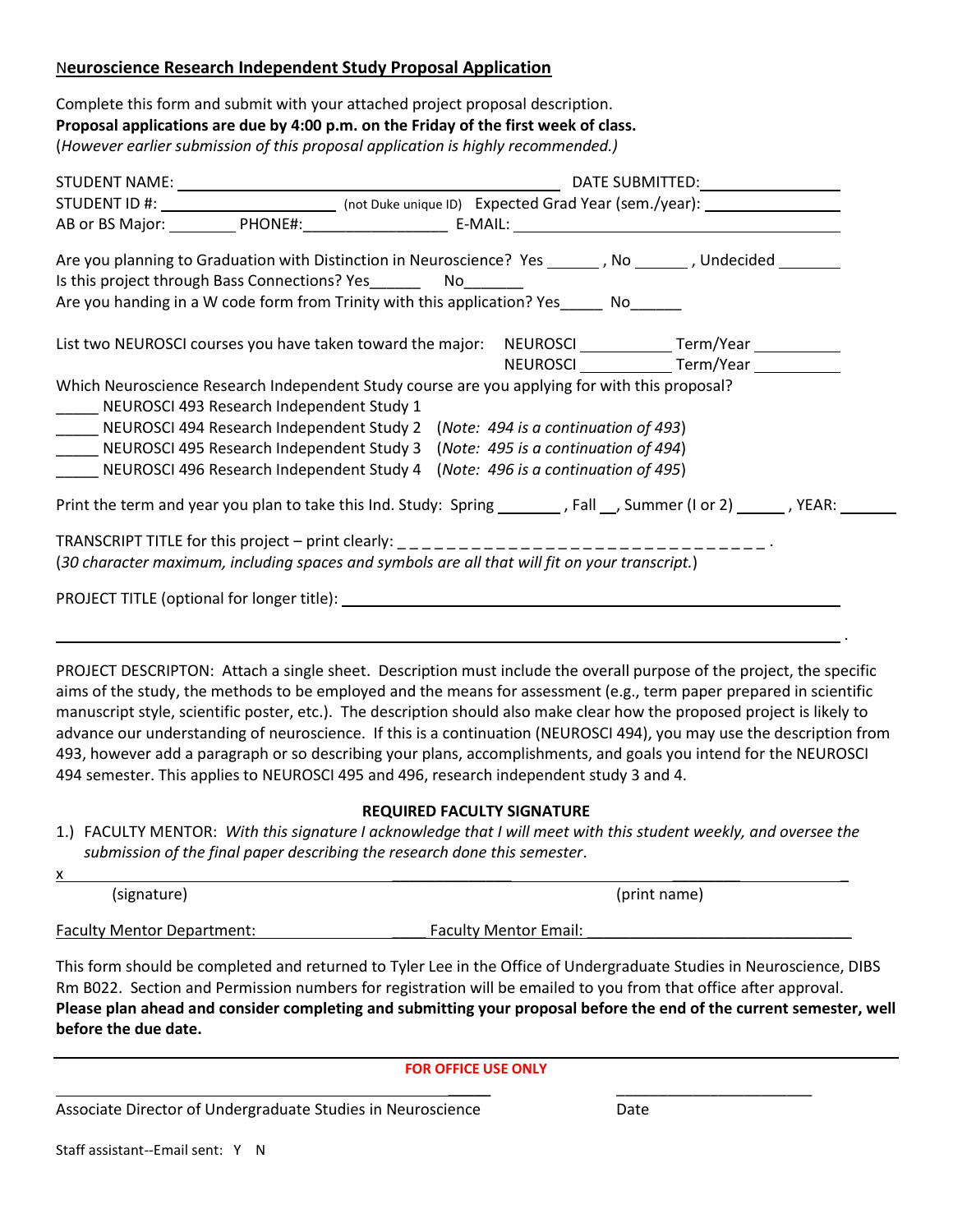## Neuroscience Research Independent Study Proposal Application

Complete this form and submit with your attached project proposal description.
**Proposal applications are due by 4:00 p.m. on the Friday of the first week of class.**
(*However earlier submission of this proposal application is highly recommended.)*

STUDENT NAME: ____________________________________ DATE SUBMITTED: ______________

STUDENT ID #: ________________ (not Duke unique ID) Expected Grad Year (sem./year): ______________

AB or BS Major: ________ PHONE#: ________________ E-MAIL: ______________________________

Are you planning to Graduation with Distinction in Neuroscience? Yes ______ , No ______ , Undecided _______

Is this project through Bass Connections? Yes______ No_______

Are you handing in a W code form from Trinity with this application? Yes_____ No______

List two NEUROSCI courses you have taken toward the major: NEUROSCI __________ Term/Year __________

NEUROSCI __________ Term/Year __________

Which Neuroscience Research Independent Study course are you applying for with this proposal?

_____ NEUROSCI 493 Research Independent Study 1

_____ NEUROSCI 494 Research Independent Study 2 (*Note: 494 is a continuation of 493*)

_____ NEUROSCI 495 Research Independent Study 3 (*Note: 495 is a continuation of 494*)

_____ NEUROSCI 496 Research Independent Study 4 (*Note: 496 is a continuation of 495*)

Print the term and year you plan to take this Ind. Study: Spring _______ , Fall __, Summer (I or 2) ______ , YEAR: _______

TRANSCRIPT TITLE for this project – print clearly: _ _ _ _ _ _ _ _ _ _ _ _ _ _ _ _ _ _ _ _ _ _ _ _ _ _ _ _ _ _ .
(*30 character maximum, including spaces and symbols are all that will fit on your transcript.*)

PROJECT TITLE (optional for longer title): ____________________________________________

____________________________________________________________________________ .

PROJECT DESCRIPTON: Attach a single sheet. Description must include the overall purpose of the project, the specific aims of the study, the methods to be employed and the means for assessment (e.g., term paper prepared in scientific manuscript style, scientific poster, etc.). The description should also make clear how the proposed project is likely to advance our understanding of neuroscience. If this is a continuation (NEUROSCI 494), you may use the description from 493, however add a paragraph or so describing your plans, accomplishments, and goals you intend for the NEUROSCI 494 semester. This applies to NEUROSCI 495 and 496, research independent study 3 and 4.

**REQUIRED FACULTY SIGNATURE**

1.) FACULTY MENTOR: *With this signature I acknowledge that I will meet with this student weekly, and oversee the submission of the final paper describing the research done this semester*.

x ______________________________________ ______________________________________

(signature) (print name)

Faculty Mentor Department: ____________________ Faculty Mentor Email: ______________________________

This form should be completed and returned to Tyler Lee in the Office of Undergraduate Studies in Neuroscience, DIBS Rm B022. Section and Permission numbers for registration will be emailed to you from that office after approval.
**Please plan ahead and consider completing and submitting your proposal before the end of the current semester, well before the due date.**

---

**FOR OFFICE USE ONLY**

______________________________________ ______________________

Associate Director of Undergraduate Studies in Neuroscience Date

Staff assistant--Email sent: Y N